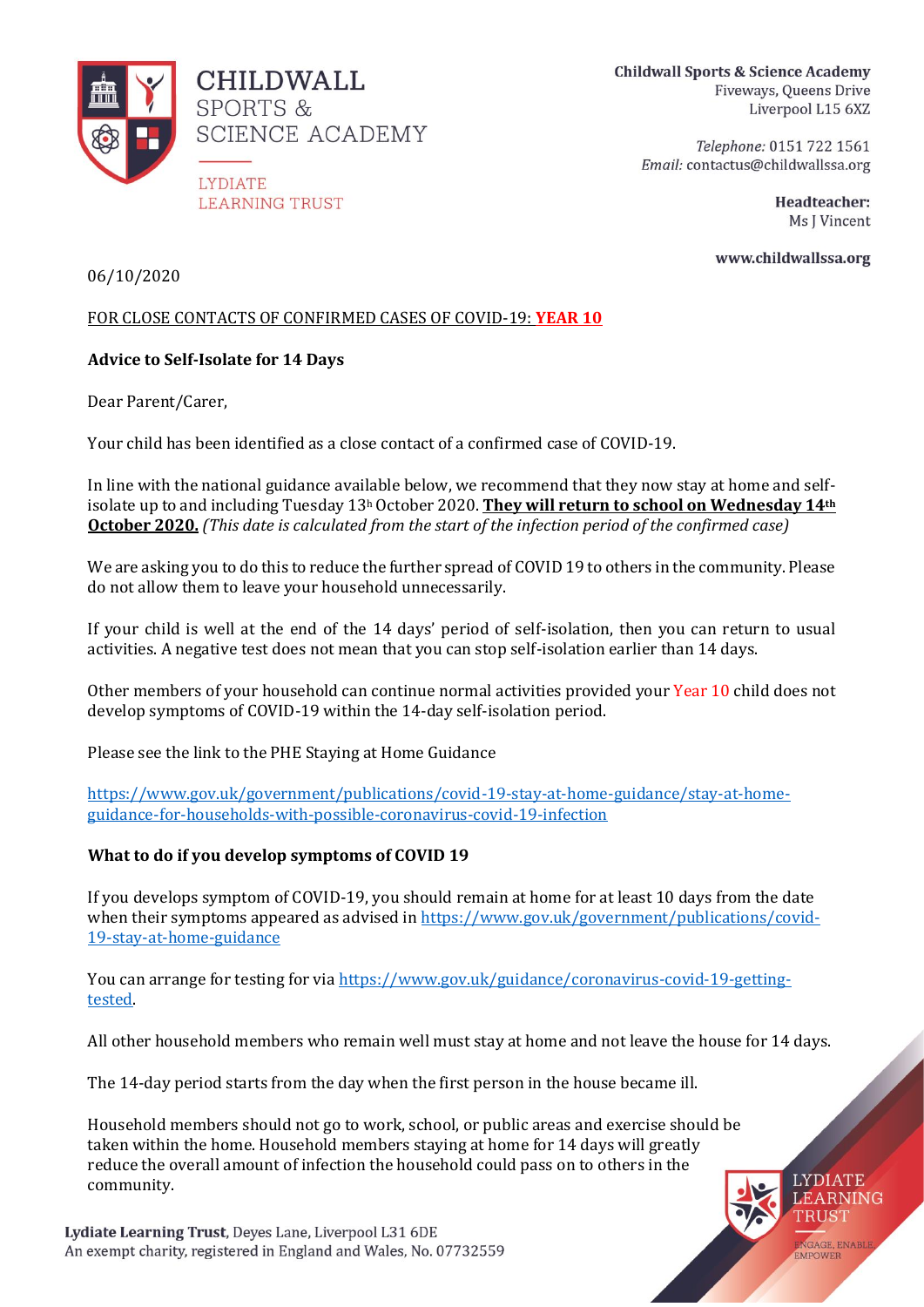**CHILDWALL SPORTS & SCIENCE ACADEMY**

LYDIATE LEARNING TRUST

**Childwall Sports & Science Academy**
Fiveways, Queens Drive
Liverpool L15 6XZ

*Telephone:* 0151 722 1561
*Email:* contactus@childwallssa.org

**Headteacher:**
Ms J Vincent

**www.childwallssa.org**

06/10/2020

FOR CLOSE CONTACTS OF CONFIRMED CASES OF COVID-19: **YEAR 10**

**Advice to Self-Isolate for 14 Days**

Dear Parent/Carer,

Your child has been identified as a close contact of a confirmed case of COVID-19.

In line with the national guidance available below, we recommend that they now stay at home and self-isolate up to and including Tuesday 13h October 2020. **They will return to school on Wednesday 14th October 2020.** *(This date is calculated from the start of the infection period of the confirmed case)*

We are asking you to do this to reduce the further spread of COVID 19 to others in the community. Please do not allow them to leave your household unnecessarily.

If your child is well at the end of the 14 days' period of self-isolation, then you can return to usual activities. A negative test does not mean that you can stop self-isolation earlier than 14 days.

Other members of your household can continue normal activities provided your Year 10 child does not develop symptoms of COVID-19 within the 14-day self-isolation period.

Please see the link to the PHE Staying at Home Guidance

https://www.gov.uk/government/publications/covid-19-stay-at-home-guidance/stay-at-home-guidance-for-households-with-possible-coronavirus-covid-19-infection

**What to do if you develop symptoms of COVID 19**

If you develops symptom of COVID-19, you should remain at home for at least 10 days from the date when their symptoms appeared as advised in https://www.gov.uk/government/publications/covid-19-stay-at-home-guidance

You can arrange for testing for via https://www.gov.uk/guidance/coronavirus-covid-19-getting-tested.

All other household members who remain well must stay at home and not leave the house for 14 days.

The 14-day period starts from the day when the first person in the house became ill.

Household members should not go to work, school, or public areas and exercise should be taken within the home. Household members staying at home for 14 days will greatly reduce the overall amount of infection the household could pass on to others in the community.

**Lydiate Learning Trust**, Deyes Lane, Liverpool L31 6DE
An exempt charity, registered in England and Wales, No. 07732559

LYDIATE LEARNING TRUST
ENGAGE, ENABLE, EMPOWER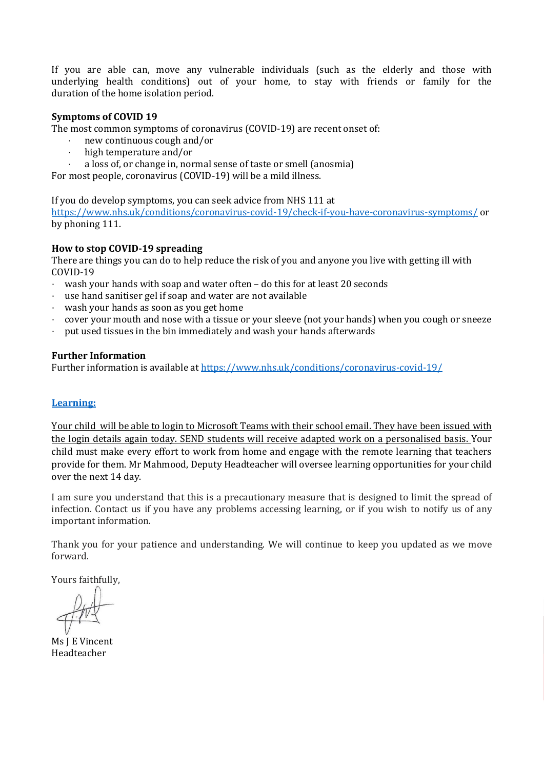If you are able can, move any vulnerable individuals (such as the elderly and those with underlying health conditions) out of your home, to stay with friends or family for the duration of the home isolation period.

**Symptoms of COVID 19**

The most common symptoms of coronavirus (COVID-19) are recent onset of:

- new continuous cough and/or
- high temperature and/or
- a loss of, or change in, normal sense of taste or smell (anosmia)

For most people, coronavirus (COVID-19) will be a mild illness.

If you do develop symptoms, you can seek advice from NHS 111 at https://www.nhs.uk/conditions/coronavirus-covid-19/check-if-you-have-coronavirus-symptoms/ or by phoning 111.

**How to stop COVID-19 spreading**

There are things you can do to help reduce the risk of you and anyone you live with getting ill with COVID-19

- wash your hands with soap and water often – do this for at least 20 seconds
- use hand sanitiser gel if soap and water are not available
- wash your hands as soon as you get home
- cover your mouth and nose with a tissue or your sleeve (not your hands) when you cough or sneeze
- put used tissues in the bin immediately and wash your hands afterwards

**Further Information**

Further information is available at https://www.nhs.uk/conditions/coronavirus-covid-19/

**Learning:**

Your child will be able to login to Microsoft Teams with their school email. They have been issued with the login details again today. SEND students will receive adapted work on a personalised basis. Your child must make every effort to work from home and engage with the remote learning that teachers provide for them. Mr Mahmood, Deputy Headteacher will oversee learning opportunities for your child over the next 14 day.

I am sure you understand that this is a precautionary measure that is designed to limit the spread of infection. Contact us if you have any problems accessing learning, or if you wish to notify us of any important information.

Thank you for your patience and understanding. We will continue to keep you updated as we move forward.

Yours faithfully,

Ms J E Vincent
Headteacher